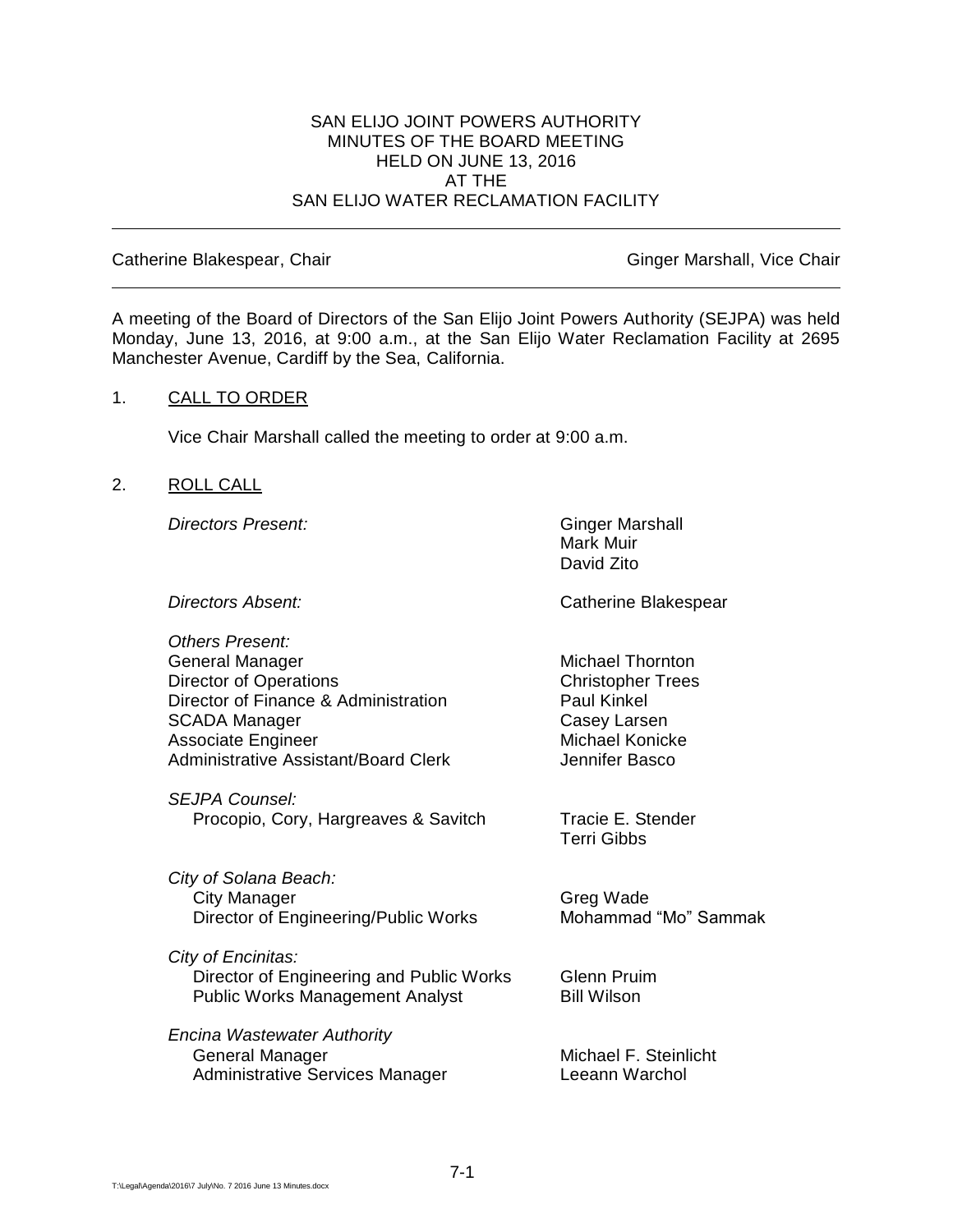# SAN ELIJO JOINT POWERS AUTHORITY
## MINUTES OF THE BOARD MEETING
## HELD ON JUNE 13, 2016
## AT THE
## SAN ELIJO WATER RECLAMATION FACILITY

---

Catherine Blakespear, Chair | Ginger Marshall, Vice Chair

---

A meeting of the Board of Directors of the San Elijo Joint Powers Authority (SEJPA) was held Monday, June 13, 2016, at 9:00 a.m., at the San Elijo Water Reclamation Facility at 2695 Manchester Avenue, Cardiff by the Sea, California.

1. CALL TO ORDER

   Vice Chair Marshall called the meeting to order at 9:00 a.m.

2. ROLL CALL

   *Directors Present:* Ginger Marshall, Mark Muir, David Zito

   *Directors Absent:* Catherine Blakespear

   *Others Present:*

   | | |
   |---|---|
   | General Manager | Michael Thornton |
   | Director of Operations | Christopher Trees |
   | Director of Finance & Administration | Paul Kinkel |
   | SCADA Manager | Casey Larsen |
   | Associate Engineer | Michael Konicke |
   | Administrative Assistant/Board Clerk | Jennifer Basco |

   *SEJPA Counsel:*

   | | |
   |---|---|
   | Procopio, Cory, Hargreaves & Savitch | Tracie E. Stender |
   | | Terri Gibbs |

   *City of Solana Beach:*

   | | |
   |---|---|
   | City Manager | Greg Wade |
   | Director of Engineering/Public Works | Mohammad "Mo" Sammak |

   *City of Encinitas:*

   | | |
   |---|---|
   | Director of Engineering and Public Works | Glenn Pruim |
   | Public Works Management Analyst | Bill Wilson |

   *Encina Wastewater Authority*

   | | |
   |---|---|
   | General Manager | Michael F. Steinlicht |
   | Administrative Services Manager | Leeann Warchol |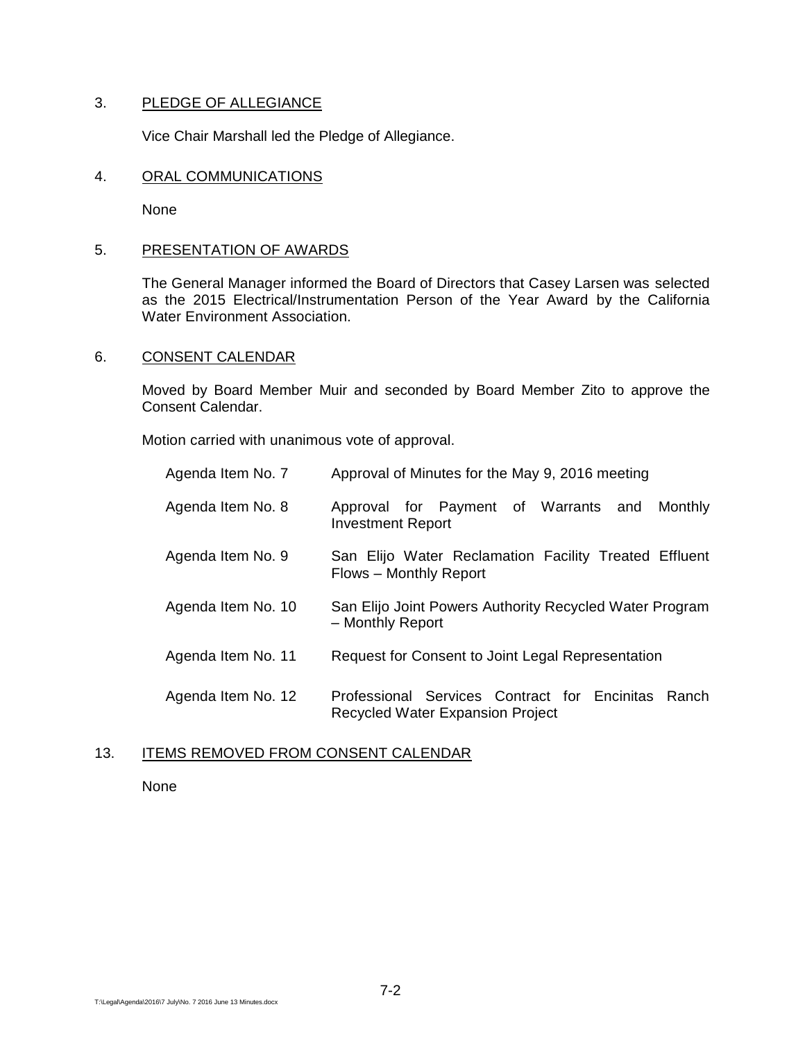3. <u>PLEDGE OF ALLEGIANCE</u>

   Vice Chair Marshall led the Pledge of Allegiance.

4. <u>ORAL COMMUNICATIONS</u>

   None

5. <u>PRESENTATION OF AWARDS</u>

   The General Manager informed the Board of Directors that Casey Larsen was selected as the 2015 Electrical/Instrumentation Person of the Year Award by the California Water Environment Association.

6. <u>CONSENT CALENDAR</u>

   Moved by Board Member Muir and seconded by Board Member Zito to approve the Consent Calendar.

   Motion carried with unanimous vote of approval.

| | |
|---|---|
| Agenda Item No. 7 | Approval of Minutes for the May 9, 2016 meeting |
| Agenda Item No. 8 | Approval for Payment of Warrants and Monthly Investment Report |
| Agenda Item No. 9 | San Elijo Water Reclamation Facility Treated Effluent Flows – Monthly Report |
| Agenda Item No. 10 | San Elijo Joint Powers Authority Recycled Water Program – Monthly Report |
| Agenda Item No. 11 | Request for Consent to Joint Legal Representation |
| Agenda Item No. 12 | Professional Services Contract for Encinitas Ranch Recycled Water Expansion Project |

13. <u>ITEMS REMOVED FROM CONSENT CALENDAR</u>

    None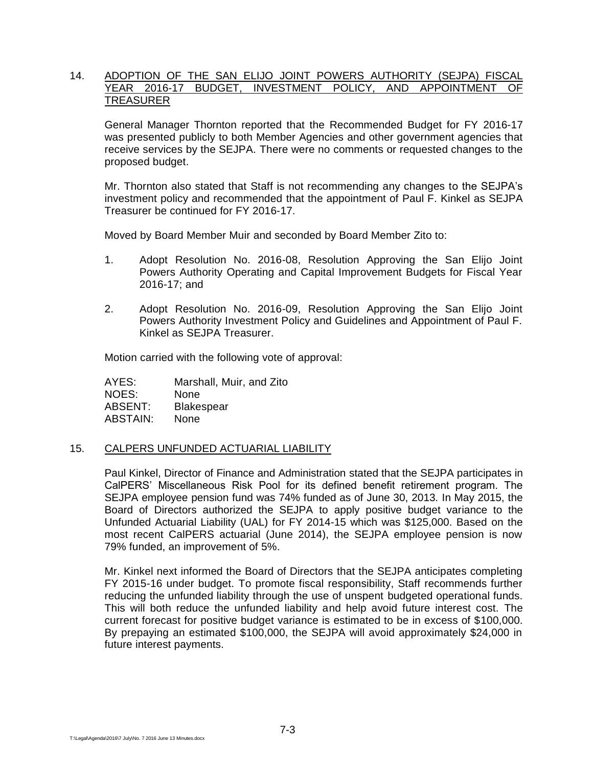14. ADOPTION OF THE SAN ELIJO JOINT POWERS AUTHORITY (SEJPA) FISCAL YEAR 2016-17 BUDGET, INVESTMENT POLICY, AND APPOINTMENT OF TREASURER

General Manager Thornton reported that the Recommended Budget for FY 2016-17 was presented publicly to both Member Agencies and other government agencies that receive services by the SEJPA. There were no comments or requested changes to the proposed budget.

Mr. Thornton also stated that Staff is not recommending any changes to the SEJPA's investment policy and recommended that the appointment of Paul F. Kinkel as SEJPA Treasurer be continued for FY 2016-17.

Moved by Board Member Muir and seconded by Board Member Zito to:

1. Adopt Resolution No. 2016-08, Resolution Approving the San Elijo Joint Powers Authority Operating and Capital Improvement Budgets for Fiscal Year 2016-17; and

2. Adopt Resolution No. 2016-09, Resolution Approving the San Elijo Joint Powers Authority Investment Policy and Guidelines and Appointment of Paul F. Kinkel as SEJPA Treasurer.

Motion carried with the following vote of approval:

AYES: Marshall, Muir, and Zito
NOES: None
ABSENT: Blakespear
ABSTAIN: None

15. CALPERS UNFUNDED ACTUARIAL LIABILITY

Paul Kinkel, Director of Finance and Administration stated that the SEJPA participates in CalPERS' Miscellaneous Risk Pool for its defined benefit retirement program. The SEJPA employee pension fund was 74% funded as of June 30, 2013. In May 2015, the Board of Directors authorized the SEJPA to apply positive budget variance to the Unfunded Actuarial Liability (UAL) for FY 2014-15 which was $125,000. Based on the most recent CalPERS actuarial (June 2014), the SEJPA employee pension is now 79% funded, an improvement of 5%.

Mr. Kinkel next informed the Board of Directors that the SEJPA anticipates completing FY 2015-16 under budget. To promote fiscal responsibility, Staff recommends further reducing the unfunded liability through the use of unspent budgeted operational funds. This will both reduce the unfunded liability and help avoid future interest cost. The current forecast for positive budget variance is estimated to be in excess of $100,000. By prepaying an estimated $100,000, the SEJPA will avoid approximately $24,000 in future interest payments.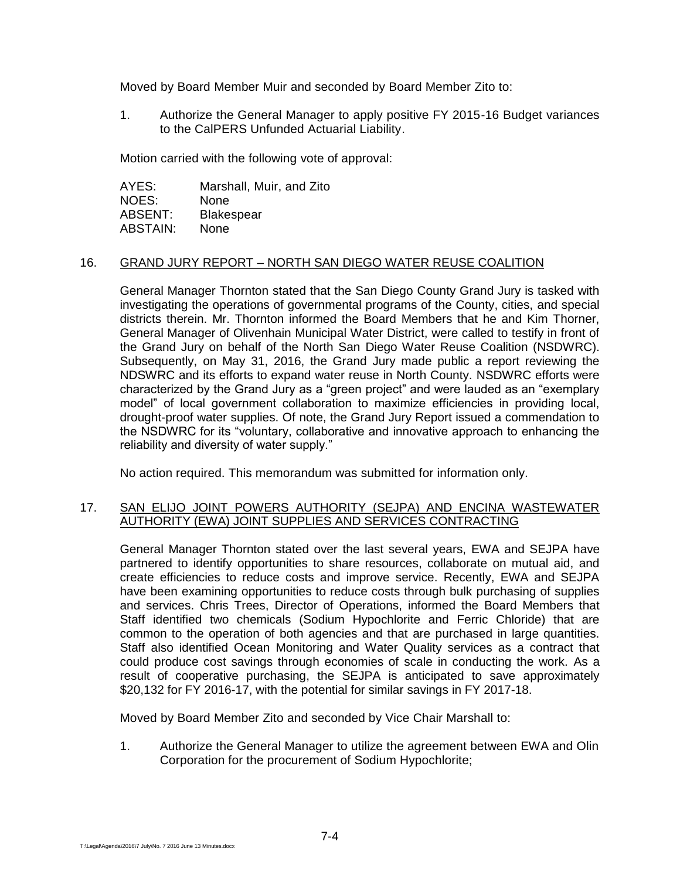Moved by Board Member Muir and seconded by Board Member Zito to:

1. Authorize the General Manager to apply positive FY 2015-16 Budget variances to the CalPERS Unfunded Actuarial Liability.

Motion carried with the following vote of approval:

| | |
|---|---|
| AYES: | Marshall, Muir, and Zito |
| NOES: | None |
| ABSENT: | Blakespear |
| ABSTAIN: | None |

16. GRAND JURY REPORT – NORTH SAN DIEGO WATER REUSE COALITION

General Manager Thornton stated that the San Diego County Grand Jury is tasked with investigating the operations of governmental programs of the County, cities, and special districts therein. Mr. Thornton informed the Board Members that he and Kim Thorner, General Manager of Olivenhain Municipal Water District, were called to testify in front of the Grand Jury on behalf of the North San Diego Water Reuse Coalition (NSDWRC). Subsequently, on May 31, 2016, the Grand Jury made public a report reviewing the NDSWRC and its efforts to expand water reuse in North County. NSDWRC efforts were characterized by the Grand Jury as a "green project" and were lauded as an "exemplary model" of local government collaboration to maximize efficiencies in providing local, drought-proof water supplies. Of note, the Grand Jury Report issued a commendation to the NSDWRC for its "voluntary, collaborative and innovative approach to enhancing the reliability and diversity of water supply."

No action required. This memorandum was submitted for information only.

17. SAN ELIJO JOINT POWERS AUTHORITY (SEJPA) AND ENCINA WASTEWATER AUTHORITY (EWA) JOINT SUPPLIES AND SERVICES CONTRACTING

General Manager Thornton stated over the last several years, EWA and SEJPA have partnered to identify opportunities to share resources, collaborate on mutual aid, and create efficiencies to reduce costs and improve service. Recently, EWA and SEJPA have been examining opportunities to reduce costs through bulk purchasing of supplies and services. Chris Trees, Director of Operations, informed the Board Members that Staff identified two chemicals (Sodium Hypochlorite and Ferric Chloride) that are common to the operation of both agencies and that are purchased in large quantities. Staff also identified Ocean Monitoring and Water Quality services as a contract that could produce cost savings through economies of scale in conducting the work. As a result of cooperative purchasing, the SEJPA is anticipated to save approximately $20,132 for FY 2016-17, with the potential for similar savings in FY 2017-18.

Moved by Board Member Zito and seconded by Vice Chair Marshall to:

1. Authorize the General Manager to utilize the agreement between EWA and Olin Corporation for the procurement of Sodium Hypochlorite;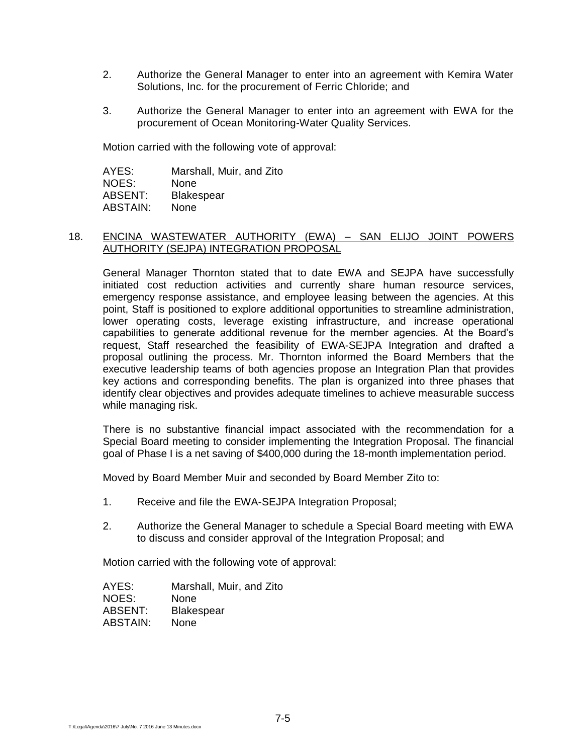2. Authorize the General Manager to enter into an agreement with Kemira Water Solutions, Inc. for the procurement of Ferric Chloride; and

3. Authorize the General Manager to enter into an agreement with EWA for the procurement of Ocean Monitoring-Water Quality Services.

Motion carried with the following vote of approval:

AYES: Marshall, Muir, and Zito
NOES: None
ABSENT: Blakespear
ABSTAIN: None

18. ENCINA WASTEWATER AUTHORITY (EWA) – SAN ELIJO JOINT POWERS AUTHORITY (SEJPA) INTEGRATION PROPOSAL

General Manager Thornton stated that to date EWA and SEJPA have successfully initiated cost reduction activities and currently share human resource services, emergency response assistance, and employee leasing between the agencies. At this point, Staff is positioned to explore additional opportunities to streamline administration, lower operating costs, leverage existing infrastructure, and increase operational capabilities to generate additional revenue for the member agencies. At the Board's request, Staff researched the feasibility of EWA-SEJPA Integration and drafted a proposal outlining the process. Mr. Thornton informed the Board Members that the executive leadership teams of both agencies propose an Integration Plan that provides key actions and corresponding benefits. The plan is organized into three phases that identify clear objectives and provides adequate timelines to achieve measurable success while managing risk.

There is no substantive financial impact associated with the recommendation for a Special Board meeting to consider implementing the Integration Proposal. The financial goal of Phase I is a net saving of $400,000 during the 18-month implementation period.

Moved by Board Member Muir and seconded by Board Member Zito to:

1. Receive and file the EWA-SEJPA Integration Proposal;

2. Authorize the General Manager to schedule a Special Board meeting with EWA to discuss and consider approval of the Integration Proposal; and

Motion carried with the following vote of approval:

AYES: Marshall, Muir, and Zito
NOES: None
ABSENT: Blakespear
ABSTAIN: None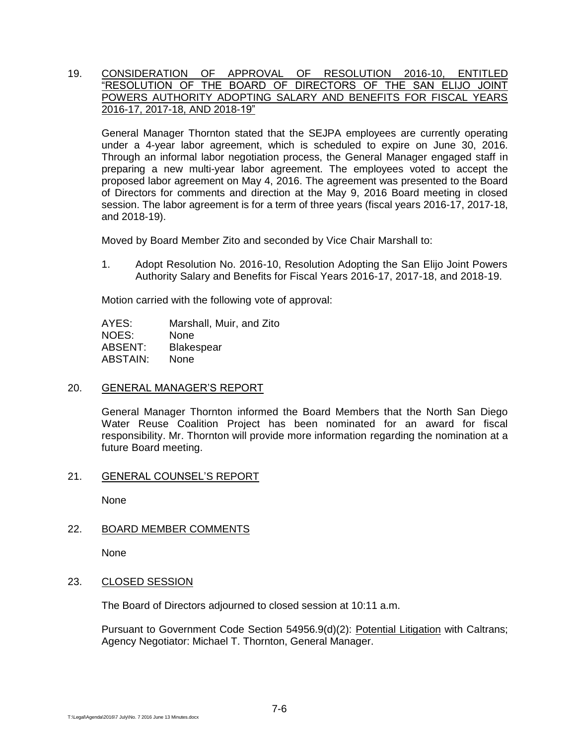19. CONSIDERATION OF APPROVAL OF RESOLUTION 2016-10, ENTITLED "RESOLUTION OF THE BOARD OF DIRECTORS OF THE SAN ELIJO JOINT POWERS AUTHORITY ADOPTING SALARY AND BENEFITS FOR FISCAL YEARS 2016-17, 2017-18, AND 2018-19"

General Manager Thornton stated that the SEJPA employees are currently operating under a 4-year labor agreement, which is scheduled to expire on June 30, 2016. Through an informal labor negotiation process, the General Manager engaged staff in preparing a new multi-year labor agreement. The employees voted to accept the proposed labor agreement on May 4, 2016. The agreement was presented to the Board of Directors for comments and direction at the May 9, 2016 Board meeting in closed session. The labor agreement is for a term of three years (fiscal years 2016-17, 2017-18, and 2018-19).

Moved by Board Member Zito and seconded by Vice Chair Marshall to:

1. Adopt Resolution No. 2016-10, Resolution Adopting the San Elijo Joint Powers Authority Salary and Benefits for Fiscal Years 2016-17, 2017-18, and 2018-19.

Motion carried with the following vote of approval:

AYES: Marshall, Muir, and Zito
NOES: None
ABSENT: Blakespear
ABSTAIN: None

20. GENERAL MANAGER'S REPORT

General Manager Thornton informed the Board Members that the North San Diego Water Reuse Coalition Project has been nominated for an award for fiscal responsibility. Mr. Thornton will provide more information regarding the nomination at a future Board meeting.

21. GENERAL COUNSEL'S REPORT

None

22. BOARD MEMBER COMMENTS

None

23. CLOSED SESSION

The Board of Directors adjourned to closed session at 10:11 a.m.

Pursuant to Government Code Section 54956.9(d)(2): Potential Litigation with Caltrans; Agency Negotiator: Michael T. Thornton, General Manager.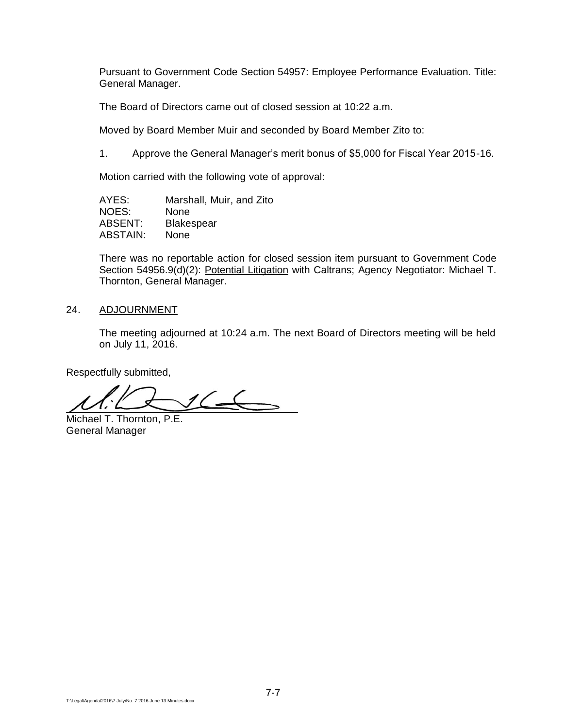Pursuant to Government Code Section 54957: Employee Performance Evaluation. Title: General Manager.

The Board of Directors came out of closed session at 10:22 a.m.

Moved by Board Member Muir and seconded by Board Member Zito to:

1. Approve the General Manager's merit bonus of $5,000 for Fiscal Year 2015-16.

Motion carried with the following vote of approval:

| | |
|---|---|
| AYES: | Marshall, Muir, and Zito |
| NOES: | None |
| ABSENT: | Blakespear |
| ABSTAIN: | None |

There was no reportable action for closed session item pursuant to Government Code Section 54956.9(d)(2): Potential Litigation with Caltrans; Agency Negotiator: Michael T. Thornton, General Manager.

## 24. ADJOURNMENT

The meeting adjourned at 10:24 a.m. The next Board of Directors meeting will be held on July 11, 2016.

Respectfully submitted,

Michael T. Thornton, P.E.
General Manager

T:\Legal\Agenda\2016\7 July\No. 7 2016 June 13 Minutes.docx